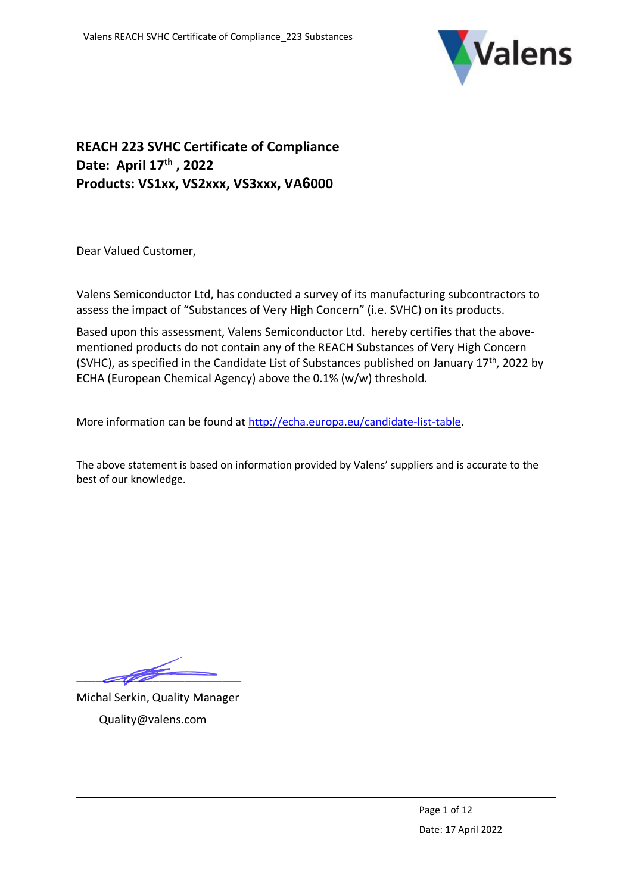**REACH 223 SVHC Certificate of Compliance**
**Date: April 17th , 2022**
**Products: VS1xx, VS2xxx, VS3xxx, VA6000**

Dear Valued Customer,

Valens Semiconductor Ltd, has conducted a survey of its manufacturing subcontractors to assess the impact of "Substances of Very High Concern" (i.e. SVHC) on its products.

Based upon this assessment, Valens Semiconductor Ltd. hereby certifies that the above-mentioned products do not contain any of the REACH Substances of Very High Concern (SVHC), as specified in the Candidate List of Substances published on January 17th, 2022 by ECHA (European Chemical Agency) above the 0.1% (w/w) threshold.

More information can be found at http://echa.europa.eu/candidate-list-table.

The above statement is based on information provided by Valens' suppliers and is accurate to the best of our knowledge.

Michal Serkin, Quality Manager

Quality@valens.com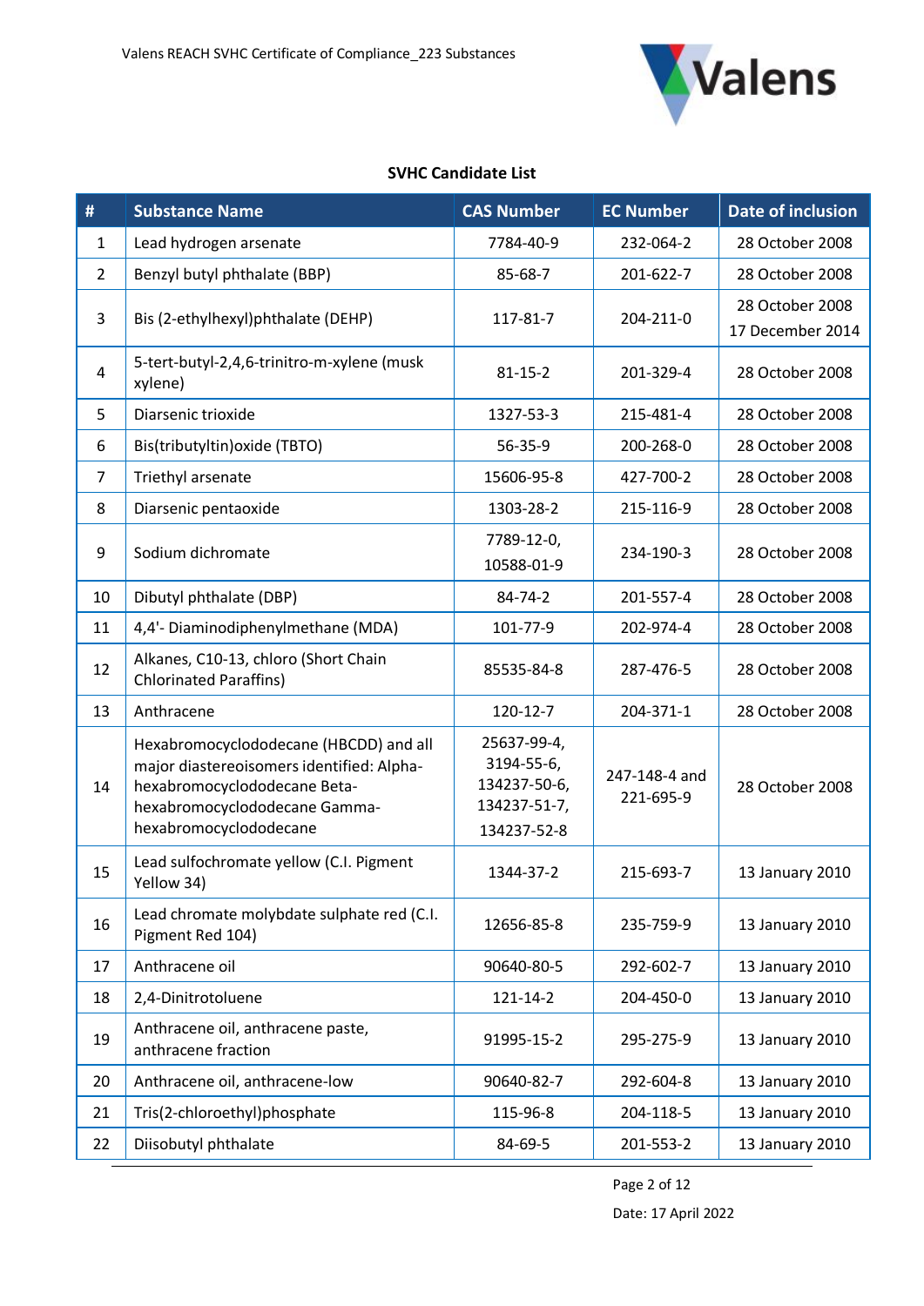**SVHC Candidate List**

| # | Substance Name | CAS Number | EC Number | Date of inclusion |
|---|---|---|---|---|
| 1 | Lead hydrogen arsenate | 7784-40-9 | 232-064-2 | 28 October 2008 |
| 2 | Benzyl butyl phthalate (BBP) | 85-68-7 | 201-622-7 | 28 October 2008 |
| 3 | Bis (2-ethylhexyl)phthalate (DEHP) | 117-81-7 | 204-211-0 | 28 October 2008 17 December 2014 |
| 4 | 5-tert-butyl-2,4,6-trinitro-m-xylene (musk xylene) | 81-15-2 | 201-329-4 | 28 October 2008 |
| 5 | Diarsenic trioxide | 1327-53-3 | 215-481-4 | 28 October 2008 |
| 6 | Bis(tributyltin)oxide (TBTO) | 56-35-9 | 200-268-0 | 28 October 2008 |
| 7 | Triethyl arsenate | 15606-95-8 | 427-700-2 | 28 October 2008 |
| 8 | Diarsenic pentaoxide | 1303-28-2 | 215-116-9 | 28 October 2008 |
| 9 | Sodium dichromate | 7789-12-0, 10588-01-9 | 234-190-3 | 28 October 2008 |
| 10 | Dibutyl phthalate (DBP) | 84-74-2 | 201-557-4 | 28 October 2008 |
| 11 | 4,4'- Diaminodiphenylmethane (MDA) | 101-77-9 | 202-974-4 | 28 October 2008 |
| 12 | Alkanes, C10-13, chloro (Short Chain Chlorinated Paraffins) | 85535-84-8 | 287-476-5 | 28 October 2008 |
| 13 | Anthracene | 120-12-7 | 204-371-1 | 28 October 2008 |
| 14 | Hexabromocyclododecane (HBCDD) and all major diastereoisomers identified: Alpha-hexabromocyclododecane Beta-hexabromocyclododecane Gamma-hexabromocyclododecane | 25637-99-4, 3194-55-6, 134237-50-6, 134237-51-7, 134237-52-8 | 247-148-4 and 221-695-9 | 28 October 2008 |
| 15 | Lead sulfochromate yellow (C.I. Pigment Yellow 34) | 1344-37-2 | 215-693-7 | 13 January 2010 |
| 16 | Lead chromate molybdate sulphate red (C.I. Pigment Red 104) | 12656-85-8 | 235-759-9 | 13 January 2010 |
| 17 | Anthracene oil | 90640-80-5 | 292-602-7 | 13 January 2010 |
| 18 | 2,4-Dinitrotoluene | 121-14-2 | 204-450-0 | 13 January 2010 |
| 19 | Anthracene oil, anthracene paste, anthracene fraction | 91995-15-2 | 295-275-9 | 13 January 2010 |
| 20 | Anthracene oil, anthracene-low | 90640-82-7 | 292-604-8 | 13 January 2010 |
| 21 | Tris(2-chloroethyl)phosphate | 115-96-8 | 204-118-5 | 13 January 2010 |
| 22 | Diisobutyl phthalate | 84-69-5 | 201-553-2 | 13 January 2010 |

Date: 17 April 2022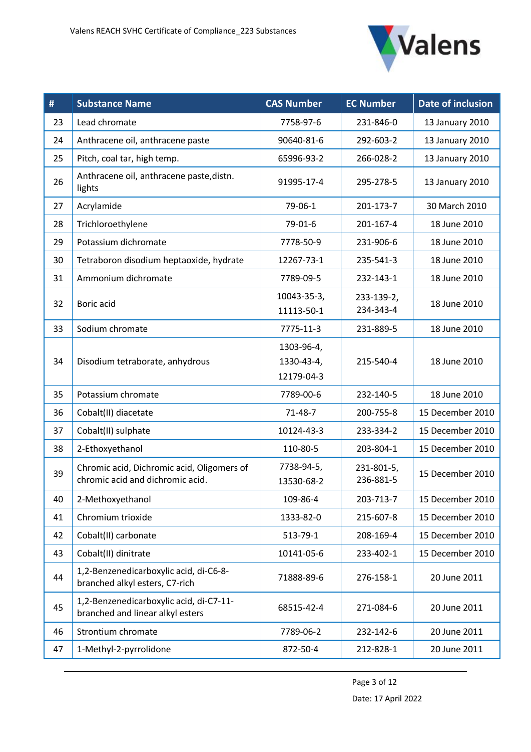| # | Substance Name | CAS Number | EC Number | Date of inclusion |
|---|---|---|---|---|
| 23 | Lead chromate | 7758-97-6 | 231-846-0 | 13 January 2010 |
| 24 | Anthracene oil, anthracene paste | 90640-81-6 | 292-603-2 | 13 January 2010 |
| 25 | Pitch, coal tar, high temp. | 65996-93-2 | 266-028-2 | 13 January 2010 |
| 26 | Anthracene oil, anthracene paste,distn. lights | 91995-17-4 | 295-278-5 | 13 January 2010 |
| 27 | Acrylamide | 79-06-1 | 201-173-7 | 30 March 2010 |
| 28 | Trichloroethylene | 79-01-6 | 201-167-4 | 18 June 2010 |
| 29 | Potassium dichromate | 7778-50-9 | 231-906-6 | 18 June 2010 |
| 30 | Tetraboron disodium heptaoxide, hydrate | 12267-73-1 | 235-541-3 | 18 June 2010 |
| 31 | Ammonium dichromate | 7789-09-5 | 232-143-1 | 18 June 2010 |
| 32 | Boric acid | 10043-35-3, 11113-50-1 | 233-139-2, 234-343-4 | 18 June 2010 |
| 33 | Sodium chromate | 7775-11-3 | 231-889-5 | 18 June 2010 |
| 34 | Disodium tetraborate, anhydrous | 1303-96-4, 1330-43-4, 12179-04-3 | 215-540-4 | 18 June 2010 |
| 35 | Potassium chromate | 7789-00-6 | 232-140-5 | 18 June 2010 |
| 36 | Cobalt(II) diacetate | 71-48-7 | 200-755-8 | 15 December 2010 |
| 37 | Cobalt(II) sulphate | 10124-43-3 | 233-334-2 | 15 December 2010 |
| 38 | 2-Ethoxyethanol | 110-80-5 | 203-804-1 | 15 December 2010 |
| 39 | Chromic acid, Dichromic acid, Oligomers of chromic acid and dichromic acid. | 7738-94-5, 13530-68-2 | 231-801-5, 236-881-5 | 15 December 2010 |
| 40 | 2-Methoxyethanol | 109-86-4 | 203-713-7 | 15 December 2010 |
| 41 | Chromium trioxide | 1333-82-0 | 215-607-8 | 15 December 2010 |
| 42 | Cobalt(II) carbonate | 513-79-1 | 208-169-4 | 15 December 2010 |
| 43 | Cobalt(II) dinitrate | 10141-05-6 | 233-402-1 | 15 December 2010 |
| 44 | 1,2-Benzenedicarboxylic acid, di-C6-8-branched alkyl esters, C7-rich | 71888-89-6 | 276-158-1 | 20 June 2011 |
| 45 | 1,2-Benzenedicarboxylic acid, di-C7-11-branched and linear alkyl esters | 68515-42-4 | 271-084-6 | 20 June 2011 |
| 46 | Strontium chromate | 7789-06-2 | 232-142-6 | 20 June 2011 |
| 47 | 1-Methyl-2-pyrrolidone | 872-50-4 | 212-828-1 | 20 June 2011 |

Date: 17 April 2022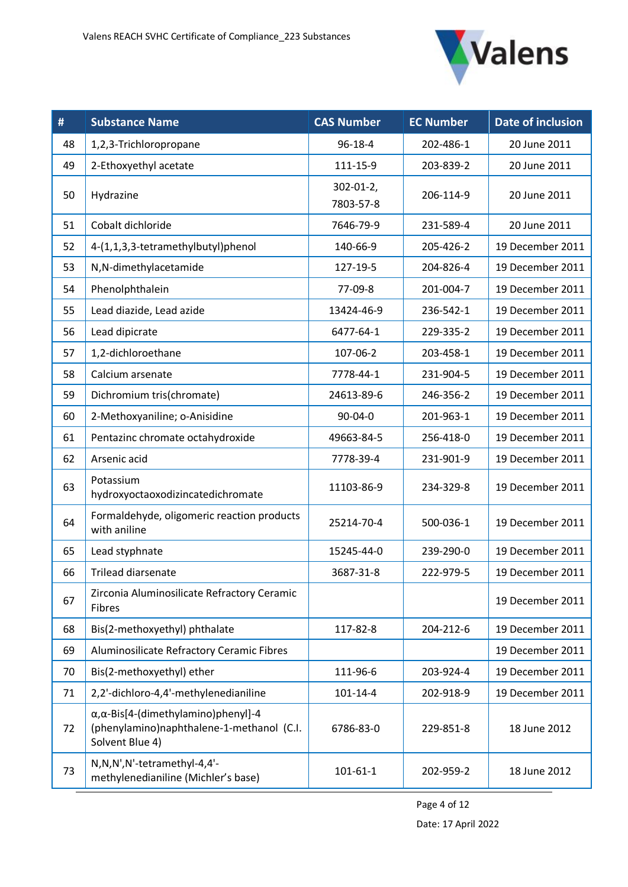| # | Substance Name | CAS Number | EC Number | Date of inclusion |
|---|---|---|---|---|
| 48 | 1,2,3-Trichloropropane | 96-18-4 | 202-486-1 | 20 June 2011 |
| 49 | 2-Ethoxyethyl acetate | 111-15-9 | 203-839-2 | 20 June 2011 |
| 50 | Hydrazine | 302-01-2, 7803-57-8 | 206-114-9 | 20 June 2011 |
| 51 | Cobalt dichloride | 7646-79-9 | 231-589-4 | 20 June 2011 |
| 52 | 4-(1,1,3,3-tetramethylbutyl)phenol | 140-66-9 | 205-426-2 | 19 December 2011 |
| 53 | N,N-dimethylacetamide | 127-19-5 | 204-826-4 | 19 December 2011 |
| 54 | Phenolphthalein | 77-09-8 | 201-004-7 | 19 December 2011 |
| 55 | Lead diazide, Lead azide | 13424-46-9 | 236-542-1 | 19 December 2011 |
| 56 | Lead dipicrate | 6477-64-1 | 229-335-2 | 19 December 2011 |
| 57 | 1,2-dichloroethane | 107-06-2 | 203-458-1 | 19 December 2011 |
| 58 | Calcium arsenate | 7778-44-1 | 231-904-5 | 19 December 2011 |
| 59 | Dichromium tris(chromate) | 24613-89-6 | 246-356-2 | 19 December 2011 |
| 60 | 2-Methoxyaniline; o-Anisidine | 90-04-0 | 201-963-1 | 19 December 2011 |
| 61 | Pentazinc chromate octahydroxide | 49663-84-5 | 256-418-0 | 19 December 2011 |
| 62 | Arsenic acid | 7778-39-4 | 231-901-9 | 19 December 2011 |
| 63 | Potassium hydroxyoctaoxodizincatedichromate | 11103-86-9 | 234-329-8 | 19 December 2011 |
| 64 | Formaldehyde, oligomeric reaction products with aniline | 25214-70-4 | 500-036-1 | 19 December 2011 |
| 65 | Lead styphnate | 15245-44-0 | 239-290-0 | 19 December 2011 |
| 66 | Trilead diarsenate | 3687-31-8 | 222-979-5 | 19 December 2011 |
| 67 | Zirconia Aluminosilicate Refractory Ceramic Fibres | | | 19 December 2011 |
| 68 | Bis(2-methoxyethyl) phthalate | 117-82-8 | 204-212-6 | 19 December 2011 |
| 69 | Aluminosilicate Refractory Ceramic Fibres | | | 19 December 2011 |
| 70 | Bis(2-methoxyethyl) ether | 111-96-6 | 203-924-4 | 19 December 2011 |
| 71 | 2,2'-dichloro-4,4'-methylenedianiline | 101-14-4 | 202-918-9 | 19 December 2011 |
| 72 | α,α-Bis[4-(dimethylamino)phenyl]-4 (phenylamino)naphthalene-1-methanol (C.I. Solvent Blue 4) | 6786-83-0 | 229-851-8 | 18 June 2012 |
| 73 | N,N,N',N'-tetramethyl-4,4'-methylenedianiline (Michler's base) | 101-61-1 | 202-959-2 | 18 June 2012 |

Date: 17 April 2022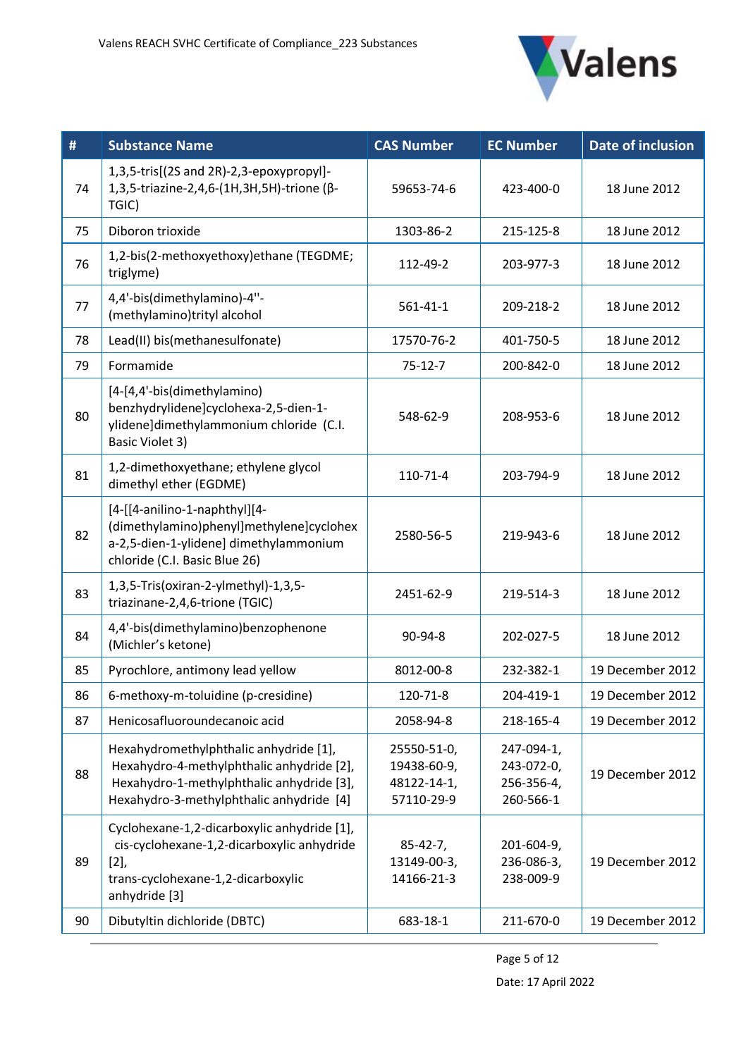| # | Substance Name | CAS Number | EC Number | Date of inclusion |
|---|---|---|---|---|
| 74 | 1,3,5-tris[(2S and 2R)-2,3-epoxypropyl]-1,3,5-triazine-2,4,6-(1H,3H,5H)-trione (β-TGIC) | 59653-74-6 | 423-400-0 | 18 June 2012 |
| 75 | Diboron trioxide | 1303-86-2 | 215-125-8 | 18 June 2012 |
| 76 | 1,2-bis(2-methoxyethoxy)ethane (TEGDME; triglyme) | 112-49-2 | 203-977-3 | 18 June 2012 |
| 77 | 4,4'-bis(dimethylamino)-4''-(methylamino)trityl alcohol | 561-41-1 | 209-218-2 | 18 June 2012 |
| 78 | Lead(II) bis(methanesulfonate) | 17570-76-2 | 401-750-5 | 18 June 2012 |
| 79 | Formamide | 75-12-7 | 200-842-0 | 18 June 2012 |
| 80 | [4-[4,4'-bis(dimethylamino) benzhydrylidene]cyclohexa-2,5-dien-1-ylidene]dimethylammonium chloride (C.I. Basic Violet 3) | 548-62-9 | 208-953-6 | 18 June 2012 |
| 81 | 1,2-dimethoxyethane; ethylene glycol dimethyl ether (EGDME) | 110-71-4 | 203-794-9 | 18 June 2012 |
| 82 | [4-[[4-anilino-1-naphthyl][4-(dimethylamino)phenyl]methylene]cyclohexa-2,5-dien-1-ylidene] dimethylammonium chloride (C.I. Basic Blue 26) | 2580-56-5 | 219-943-6 | 18 June 2012 |
| 83 | 1,3,5-Tris(oxiran-2-ylmethyl)-1,3,5-triazinane-2,4,6-trione (TGIC) | 2451-62-9 | 219-514-3 | 18 June 2012 |
| 84 | 4,4'-bis(dimethylamino)benzophenone (Michler's ketone) | 90-94-8 | 202-027-5 | 18 June 2012 |
| 85 | Pyrochlore, antimony lead yellow | 8012-00-8 | 232-382-1 | 19 December 2012 |
| 86 | 6-methoxy-m-toluidine (p-cresidine) | 120-71-8 | 204-419-1 | 19 December 2012 |
| 87 | Henicosafluoroundecanoic acid | 2058-94-8 | 218-165-4 | 19 December 2012 |
| 88 | Hexahydromethylphthalic anhydride [1], Hexahydro-4-methylphthalic anhydride [2], Hexahydro-1-methylphthalic anhydride [3], Hexahydro-3-methylphthalic anhydride [4] | 25550-51-0, 19438-60-9, 48122-14-1, 57110-29-9 | 247-094-1, 243-072-0, 256-356-4, 260-566-1 | 19 December 2012 |
| 89 | Cyclohexane-1,2-dicarboxylic anhydride [1], cis-cyclohexane-1,2-dicarboxylic anhydride [2], trans-cyclohexane-1,2-dicarboxylic anhydride [3] | 85-42-7, 13149-00-3, 14166-21-3 | 201-604-9, 236-086-3, 238-009-9 | 19 December 2012 |
| 90 | Dibutyltin dichloride (DBTC) | 683-18-1 | 211-670-0 | 19 December 2012 |

Date: 17 April 2022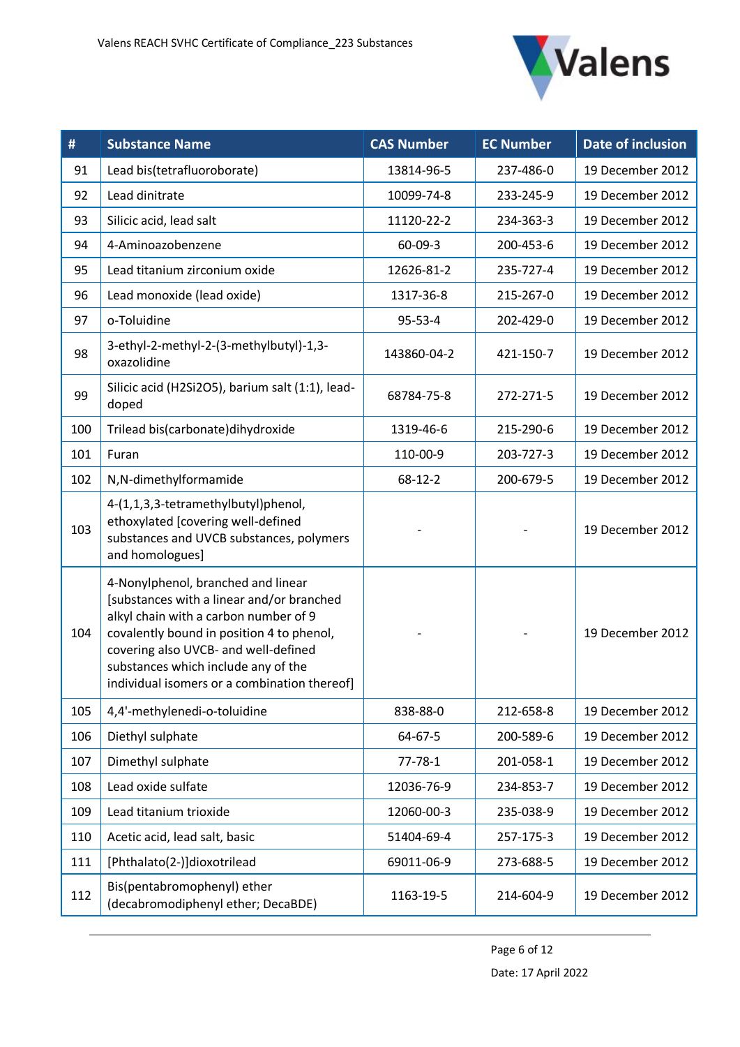| # | Substance Name | CAS Number | EC Number | Date of inclusion |
|---|---|---|---|---|
| 91 | Lead bis(tetrafluoroborate) | 13814-96-5 | 237-486-0 | 19 December 2012 |
| 92 | Lead dinitrate | 10099-74-8 | 233-245-9 | 19 December 2012 |
| 93 | Silicic acid, lead salt | 11120-22-2 | 234-363-3 | 19 December 2012 |
| 94 | 4-Aminoazobenzene | 60-09-3 | 200-453-6 | 19 December 2012 |
| 95 | Lead titanium zirconium oxide | 12626-81-2 | 235-727-4 | 19 December 2012 |
| 96 | Lead monoxide (lead oxide) | 1317-36-8 | 215-267-0 | 19 December 2012 |
| 97 | o-Toluidine | 95-53-4 | 202-429-0 | 19 December 2012 |
| 98 | 3-ethyl-2-methyl-2-(3-methylbutyl)-1,3-oxazolidine | 143860-04-2 | 421-150-7 | 19 December 2012 |
| 99 | Silicic acid ($H_2Si_2O_5$), barium salt (1:1), lead-doped | 68784-75-8 | 272-271-5 | 19 December 2012 |
| 100 | Trilead bis(carbonate)dihydroxide | 1319-46-6 | 215-290-6 | 19 December 2012 |
| 101 | Furan | 110-00-9 | 203-727-3 | 19 December 2012 |
| 102 | N,N-dimethylformamide | 68-12-2 | 200-679-5 | 19 December 2012 |
| 103 | 4-(1,1,3,3-tetramethylbutyl)phenol, ethoxylated [covering well-defined substances and UVCB substances, polymers and homologues] | - | - | 19 December 2012 |
| 104 | 4-Nonylphenol, branched and linear [substances with a linear and/or branched alkyl chain with a carbon number of 9 covalently bound in position 4 to phenol, covering also UVCB- and well-defined substances which include any of the individual isomers or a combination thereof] | - | - | 19 December 2012 |
| 105 | 4,4'-methylenedi-o-toluidine | 838-88-0 | 212-658-8 | 19 December 2012 |
| 106 | Diethyl sulphate | 64-67-5 | 200-589-6 | 19 December 2012 |
| 107 | Dimethyl sulphate | 77-78-1 | 201-058-1 | 19 December 2012 |
| 108 | Lead oxide sulfate | 12036-76-9 | 234-853-7 | 19 December 2012 |
| 109 | Lead titanium trioxide | 12060-00-3 | 235-038-9 | 19 December 2012 |
| 110 | Acetic acid, lead salt, basic | 51404-69-4 | 257-175-3 | 19 December 2012 |
| 111 | [Phthalato(2-)]dioxotrilead | 69011-06-9 | 273-688-5 | 19 December 2012 |
| 112 | Bis(pentabromophenyl) ether (decabromodiphenyl ether; DecaBDE) | 1163-19-5 | 214-604-9 | 19 December 2012 |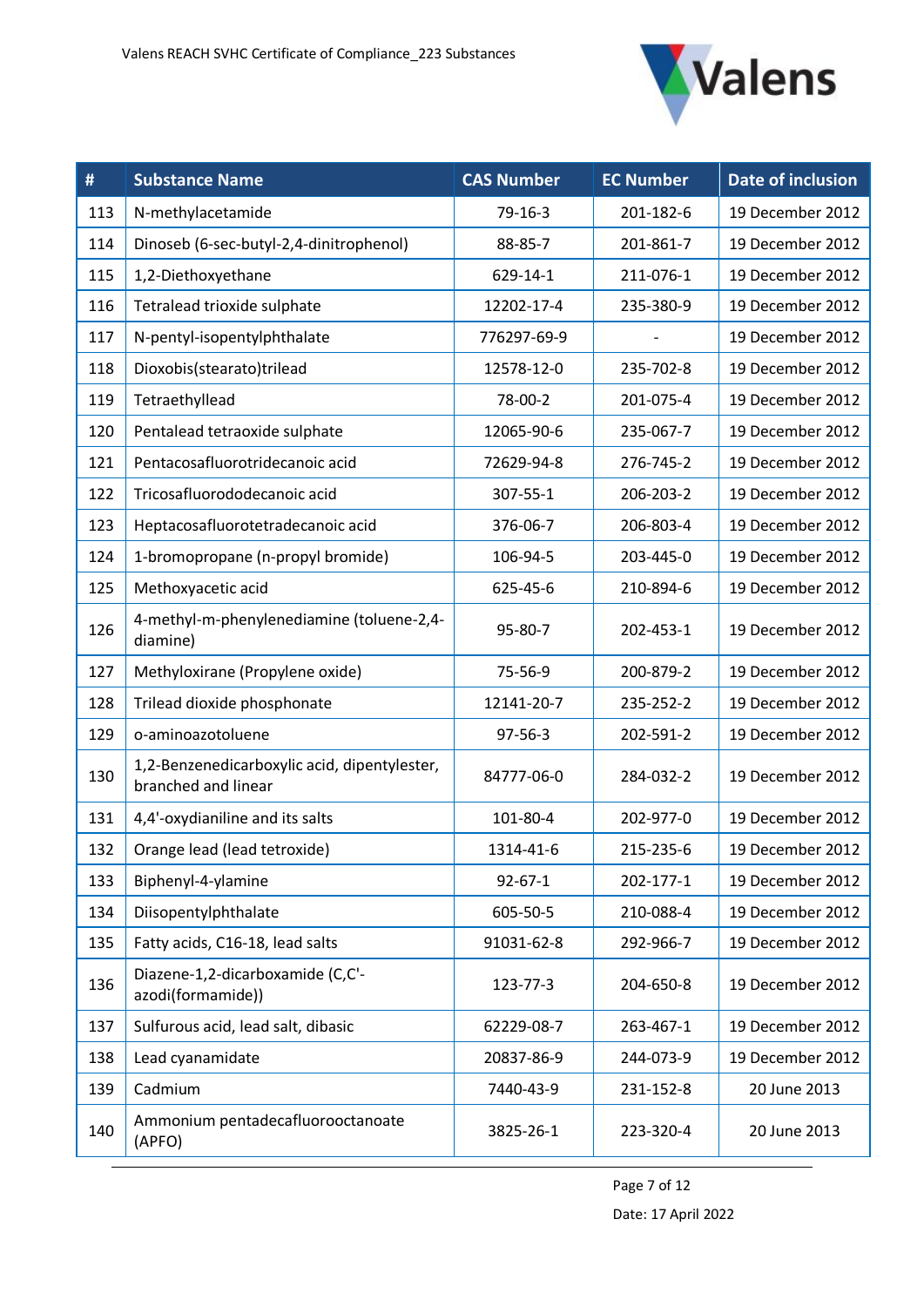| # | Substance Name | CAS Number | EC Number | Date of inclusion |
|---|---|---|---|---|
| 113 | N-methylacetamide | 79-16-3 | 201-182-6 | 19 December 2012 |
| 114 | Dinoseb (6-sec-butyl-2,4-dinitrophenol) | 88-85-7 | 201-861-7 | 19 December 2012 |
| 115 | 1,2-Diethoxyethane | 629-14-1 | 211-076-1 | 19 December 2012 |
| 116 | Tetralead trioxide sulphate | 12202-17-4 | 235-380-9 | 19 December 2012 |
| 117 | N-pentyl-isopentylphthalate | 776297-69-9 | - | 19 December 2012 |
| 118 | Dioxobis(stearato)trilead | 12578-12-0 | 235-702-8 | 19 December 2012 |
| 119 | Tetraethyllead | 78-00-2 | 201-075-4 | 19 December 2012 |
| 120 | Pentalead tetraoxide sulphate | 12065-90-6 | 235-067-7 | 19 December 2012 |
| 121 | Pentacosafluorotridecanoic acid | 72629-94-8 | 276-745-2 | 19 December 2012 |
| 122 | Tricosafluorododecanoic acid | 307-55-1 | 206-203-2 | 19 December 2012 |
| 123 | Heptacosafluorotetradecanoic acid | 376-06-7 | 206-803-4 | 19 December 2012 |
| 124 | 1-bromopropane (n-propyl bromide) | 106-94-5 | 203-445-0 | 19 December 2012 |
| 125 | Methoxyacetic acid | 625-45-6 | 210-894-6 | 19 December 2012 |
| 126 | 4-methyl-m-phenylenediamine (toluene-2,4-diamine) | 95-80-7 | 202-453-1 | 19 December 2012 |
| 127 | Methyloxirane (Propylene oxide) | 75-56-9 | 200-879-2 | 19 December 2012 |
| 128 | Trilead dioxide phosphonate | 12141-20-7 | 235-252-2 | 19 December 2012 |
| 129 | o-aminoazotoluene | 97-56-3 | 202-591-2 | 19 December 2012 |
| 130 | 1,2-Benzenedicarboxylic acid, dipentylester, branched and linear | 84777-06-0 | 284-032-2 | 19 December 2012 |
| 131 | 4,4'-oxydianiline and its salts | 101-80-4 | 202-977-0 | 19 December 2012 |
| 132 | Orange lead (lead tetroxide) | 1314-41-6 | 215-235-6 | 19 December 2012 |
| 133 | Biphenyl-4-ylamine | 92-67-1 | 202-177-1 | 19 December 2012 |
| 134 | Diisopentylphthalate | 605-50-5 | 210-088-4 | 19 December 2012 |
| 135 | Fatty acids, C16-18, lead salts | 91031-62-8 | 292-966-7 | 19 December 2012 |
| 136 | Diazene-1,2-dicarboxamide (C,C'-azodi(formamide)) | 123-77-3 | 204-650-8 | 19 December 2012 |
| 137 | Sulfurous acid, lead salt, dibasic | 62229-08-7 | 263-467-1 | 19 December 2012 |
| 138 | Lead cyanamidate | 20837-86-9 | 244-073-9 | 19 December 2012 |
| 139 | Cadmium | 7440-43-9 | 231-152-8 | 20 June 2013 |
| 140 | Ammonium pentadecafluorooctanoate (APFO) | 3825-26-1 | 223-320-4 | 20 June 2013 |

Date: 17 April 2022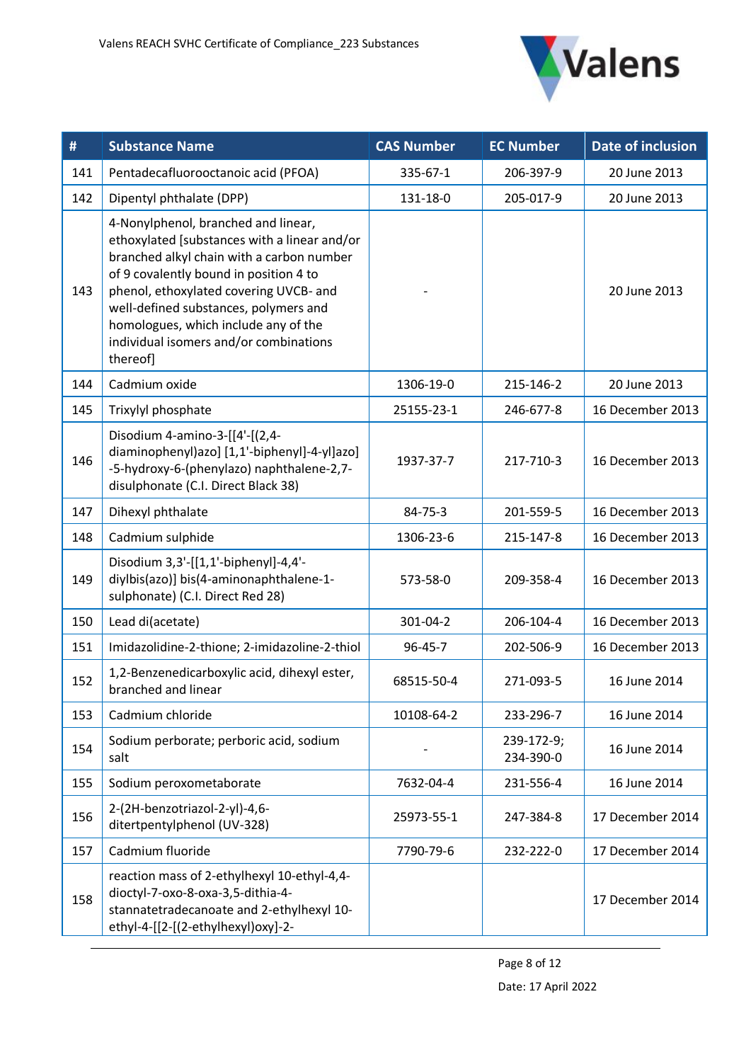| # | Substance Name | CAS Number | EC Number | Date of inclusion |
|---|---|---|---|---|
| 141 | Pentadecafluorooctanoic acid (PFOA) | 335-67-1 | 206-397-9 | 20 June 2013 |
| 142 | Dipentyl phthalate (DPP) | 131-18-0 | 205-017-9 | 20 June 2013 |
| 143 | 4-Nonylphenol, branched and linear, ethoxylated [substances with a linear and/or branched alkyl chain with a carbon number of 9 covalently bound in position 4 to phenol, ethoxylated covering UVCB- and well-defined substances, polymers and homologues, which include any of the individual isomers and/or combinations thereof] | - | | 20 June 2013 |
| 144 | Cadmium oxide | 1306-19-0 | 215-146-2 | 20 June 2013 |
| 145 | Trixylyl phosphate | 25155-23-1 | 246-677-8 | 16 December 2013 |
| 146 | Disodium 4-amino-3-[[4'-[(2,4-diaminophenyl)azo] [1,1'-biphenyl]-4-yl]azo] -5-hydroxy-6-(phenylazo) naphthalene-2,7-disulphonate (C.I. Direct Black 38) | 1937-37-7 | 217-710-3 | 16 December 2013 |
| 147 | Dihexyl phthalate | 84-75-3 | 201-559-5 | 16 December 2013 |
| 148 | Cadmium sulphide | 1306-23-6 | 215-147-8 | 16 December 2013 |
| 149 | Disodium 3,3'-[[1,1'-biphenyl]-4,4'-diylbis(azo)] bis(4-aminonaphthalene-1-sulphonate) (C.I. Direct Red 28) | 573-58-0 | 209-358-4 | 16 December 2013 |
| 150 | Lead di(acetate) | 301-04-2 | 206-104-4 | 16 December 2013 |
| 151 | Imidazolidine-2-thione; 2-imidazoline-2-thiol | 96-45-7 | 202-506-9 | 16 December 2013 |
| 152 | 1,2-Benzenedicarboxylic acid, dihexyl ester, branched and linear | 68515-50-4 | 271-093-5 | 16 June 2014 |
| 153 | Cadmium chloride | 10108-64-2 | 233-296-7 | 16 June 2014 |
| 154 | Sodium perborate; perboric acid, sodium salt | - | 239-172-9; 234-390-0 | 16 June 2014 |
| 155 | Sodium peroxometaborate | 7632-04-4 | 231-556-4 | 16 June 2014 |
| 156 | 2-(2H-benzotriazol-2-yl)-4,6-ditertpentylphenol (UV-328) | 25973-55-1 | 247-384-8 | 17 December 2014 |
| 157 | Cadmium fluoride | 7790-79-6 | 232-222-0 | 17 December 2014 |
| 158 | reaction mass of 2-ethylhexyl 10-ethyl-4,4-dioctyl-7-oxo-8-oxa-3,5-dithia-4-stannatetradecanoate and 2-ethylhexyl 10-ethyl-4-[[2-[(2-ethylhexyl)oxy]-2- | | | 17 December 2014 |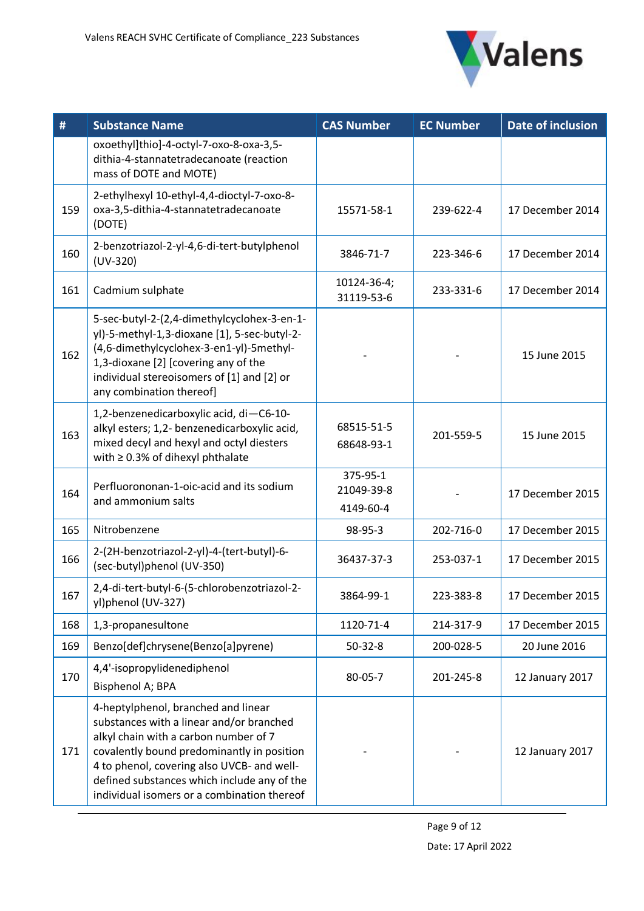| # | Substance Name | CAS Number | EC Number | Date of inclusion |
|---|---|---|---|---|
| | oxoethyl]thio]-4-octyl-7-oxo-8-oxa-3,5-dithia-4-stannatetradecanoate (reaction mass of DOTE and MOTE) | | | |
| 159 | 2-ethylhexyl 10-ethyl-4,4-dioctyl-7-oxo-8-oxa-3,5-dithia-4-stannatetradecanoate (DOTE) | 15571-58-1 | 239-622-4 | 17 December 2014 |
| 160 | 2-benzotriazol-2-yl-4,6-di-tert-butylphenol (UV-320) | 3846-71-7 | 223-346-6 | 17 December 2014 |
| 161 | Cadmium sulphate | 10124-36-4; 31119-53-6 | 233-331-6 | 17 December 2014 |
| 162 | 5-sec-butyl-2-(2,4-dimethylcyclohex-3-en-1-yl)-5-methyl-1,3-dioxane [1], 5-sec-butyl-2-(4,6-dimethylcyclohex-3-en1-yl)-5methyl-1,3-dioxane [2] [covering any of the individual stereoisomers of [1] and [2] or any combination thereof] | - | - | 15 June 2015 |
| 163 | 1,2-benzenedicarboxylic acid, di—C6-10-alkyl esters; 1,2- benzenedicarboxylic acid, mixed decyl and hexyl and octyl diesters with ≥ 0.3% of dihexyl phthalate | 68515-51-5 68648-93-1 | 201-559-5 | 15 June 2015 |
| 164 | Perfluorononan-1-oic-acid and its sodium and ammonium salts | 375-95-1 21049-39-8 4149-60-4 | - | 17 December 2015 |
| 165 | Nitrobenzene | 98-95-3 | 202-716-0 | 17 December 2015 |
| 166 | 2-(2H-benzotriazol-2-yl)-4-(tert-butyl)-6-(sec-butyl)phenol (UV-350) | 36437-37-3 | 253-037-1 | 17 December 2015 |
| 167 | 2,4-di-tert-butyl-6-(5-chlorobenzotriazol-2-yl)phenol (UV-327) | 3864-99-1 | 223-383-8 | 17 December 2015 |
| 168 | 1,3-propanesultone | 1120-71-4 | 214-317-9 | 17 December 2015 |
| 169 | Benzo[def]chrysene(Benzo[a]pyrene) | 50-32-8 | 200-028-5 | 20 June 2016 |
| 170 | 4,4'-isopropylidenediphenol Bisphenol A; BPA | 80-05-7 | 201-245-8 | 12 January 2017 |
| 171 | 4-heptylphenol, branched and linear substances with a linear and/or branched alkyl chain with a carbon number of 7 covalently bound predominantly in position 4 to phenol, covering also UVCB- and well-defined substances which include any of the individual isomers or a combination thereof | - | - | 12 January 2017 |

Date: 17 April 2022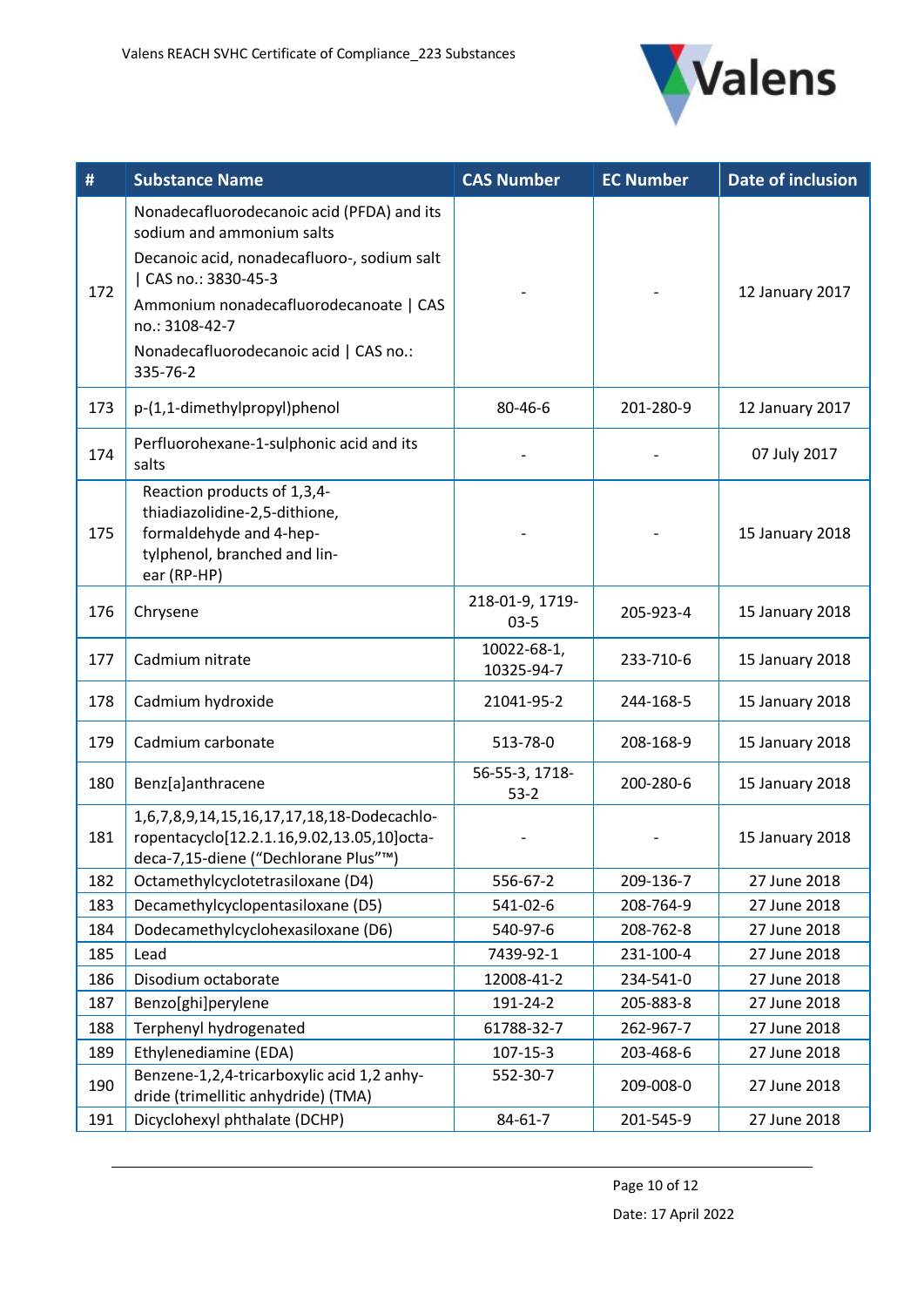| # | Substance Name | CAS Number | EC Number | Date of inclusion |
|---|---|---|---|---|
| 172 | Nonadecafluorodecanoic acid (PFDA) and its sodium and ammonium salts<br>Decanoic acid, nonadecafluoro-, sodium salt \| CAS no.: 3830-45-3<br>Ammonium nonadecafluorodecanoate \| CAS no.: 3108-42-7<br>Nonadecafluorodecanoic acid \| CAS no.: 335-76-2 | - | - | 12 January 2017 |
| 173 | p-(1,1-dimethylpropyl)phenol | 80-46-6 | 201-280-9 | 12 January 2017 |
| 174 | Perfluorohexane-1-sulphonic acid and its salts | - | - | 07 July 2017 |
| 175 | Reaction products of 1,3,4-thiadiazolidine-2,5-dithione, formaldehyde and 4-heptylphenol, branched and linear (RP-HP) | - | - | 15 January 2018 |
| 176 | Chrysene | 218-01-9, 1719-03-5 | 205-923-4 | 15 January 2018 |
| 177 | Cadmium nitrate | 10022-68-1, 10325-94-7 | 233-710-6 | 15 January 2018 |
| 178 | Cadmium hydroxide | 21041-95-2 | 244-168-5 | 15 January 2018 |
| 179 | Cadmium carbonate | 513-78-0 | 208-168-9 | 15 January 2018 |
| 180 | Benz[a]anthracene | 56-55-3, 1718-53-2 | 200-280-6 | 15 January 2018 |
| 181 | 1,6,7,8,9,14,15,16,17,17,18,18-Dodecachloropentacyclo[12.2.1.16,9.02,13.05,10]octadeca-7,15-diene ("Dechlorane Plus"™) | - | - | 15 January 2018 |
| 182 | Octamethylcyclotetrasiloxane (D4) | 556-67-2 | 209-136-7 | 27 June 2018 |
| 183 | Decamethylcyclopentasiloxane (D5) | 541-02-6 | 208-764-9 | 27 June 2018 |
| 184 | Dodecamethylcyclohexasiloxane (D6) | 540-97-6 | 208-762-8 | 27 June 2018 |
| 185 | Lead | 7439-92-1 | 231-100-4 | 27 June 2018 |
| 186 | Disodium octaborate | 12008-41-2 | 234-541-0 | 27 June 2018 |
| 187 | Benzo[ghi]perylene | 191-24-2 | 205-883-8 | 27 June 2018 |
| 188 | Terphenyl hydrogenated | 61788-32-7 | 262-967-7 | 27 June 2018 |
| 189 | Ethylenediamine (EDA) | 107-15-3 | 203-468-6 | 27 June 2018 |
| 190 | Benzene-1,2,4-tricarboxylic acid 1,2 anhydride (trimellitic anhydride) (TMA) | 552-30-7 | 209-008-0 | 27 June 2018 |
| 191 | Dicyclohexyl phthalate (DCHP) | 84-61-7 | 201-545-9 | 27 June 2018 |

Date: 17 April 2022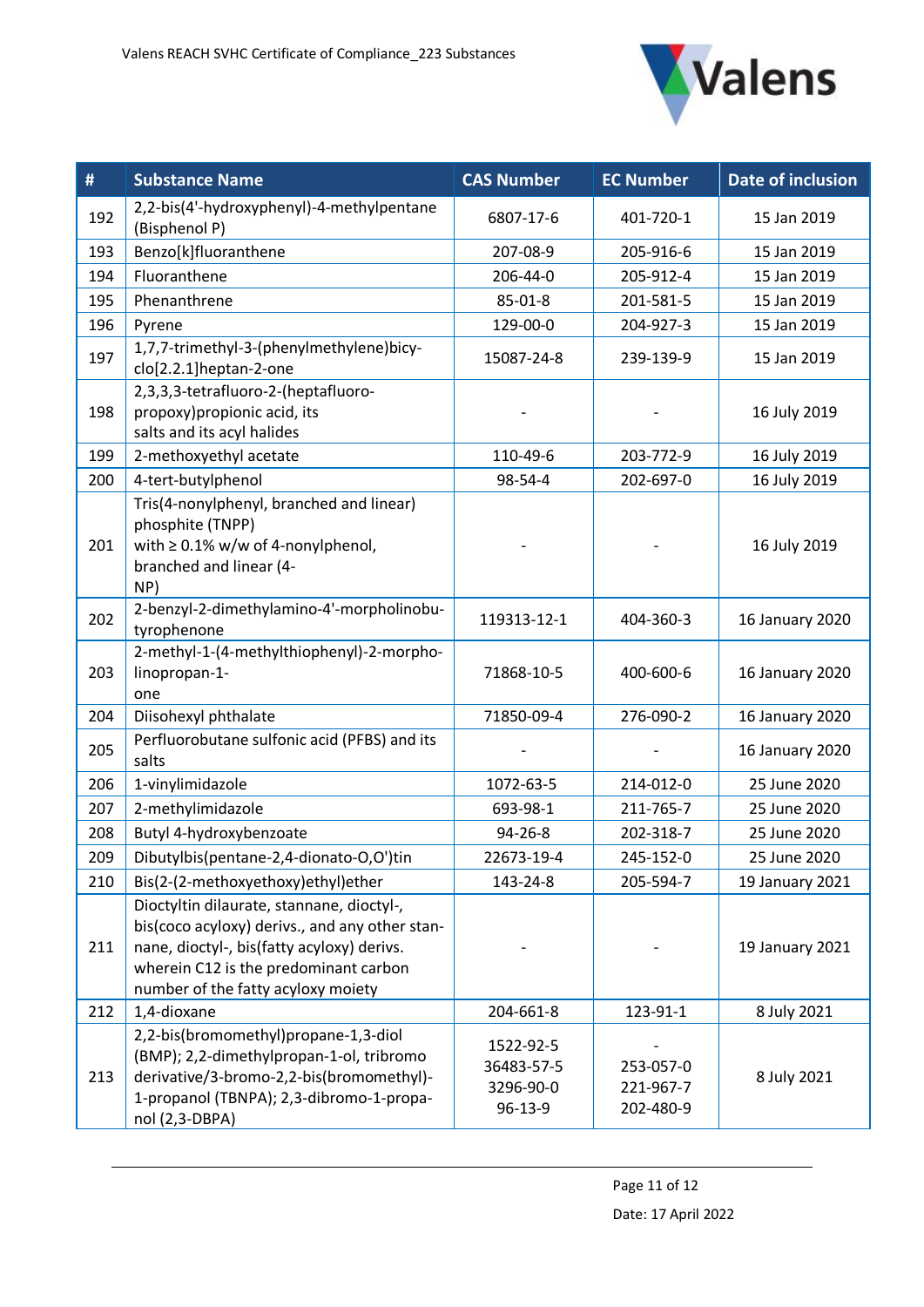| # | Substance Name | CAS Number | EC Number | Date of inclusion |
|---|---|---|---|---|
| 192 | 2,2-bis(4'-hydroxyphenyl)-4-methylpentane (Bisphenol P) | 6807-17-6 | 401-720-1 | 15 Jan 2019 |
| 193 | Benzo[k]fluoranthene | 207-08-9 | 205-916-6 | 15 Jan 2019 |
| 194 | Fluoranthene | 206-44-0 | 205-912-4 | 15 Jan 2019 |
| 195 | Phenanthrene | 85-01-8 | 201-581-5 | 15 Jan 2019 |
| 196 | Pyrene | 129-00-0 | 204-927-3 | 15 Jan 2019 |
| 197 | 1,7,7-trimethyl-3-(phenylmethylene)bicyclo[2.2.1]heptan-2-one | 15087-24-8 | 239-139-9 | 15 Jan 2019 |
| 198 | 2,3,3,3-tetrafluoro-2-(heptafluoropropoxy)propionic acid, its salts and its acyl halides | - | - | 16 July 2019 |
| 199 | 2-methoxyethyl acetate | 110-49-6 | 203-772-9 | 16 July 2019 |
| 200 | 4-tert-butylphenol | 98-54-4 | 202-697-0 | 16 July 2019 |
| 201 | Tris(4-nonylphenyl, branched and linear) phosphite (TNPP) with ≥ 0.1% w/w of 4-nonylphenol, branched and linear (4-NP) | - | - | 16 July 2019 |
| 202 | 2-benzyl-2-dimethylamino-4'-morpholinobutyrophenone | 119313-12-1 | 404-360-3 | 16 January 2020 |
| 203 | 2-methyl-1-(4-methylthiophenyl)-2-morpholinopropan-1-one | 71868-10-5 | 400-600-6 | 16 January 2020 |
| 204 | Diisohexyl phthalate | 71850-09-4 | 276-090-2 | 16 January 2020 |
| 205 | Perfluorobutane sulfonic acid (PFBS) and its salts | - | - | 16 January 2020 |
| 206 | 1-vinylimidazole | 1072-63-5 | 214-012-0 | 25 June 2020 |
| 207 | 2-methylimidazole | 693-98-1 | 211-765-7 | 25 June 2020 |
| 208 | Butyl 4-hydroxybenzoate | 94-26-8 | 202-318-7 | 25 June 2020 |
| 209 | Dibutylbis(pentane-2,4-dionato-O,O')tin | 22673-19-4 | 245-152-0 | 25 June 2020 |
| 210 | Bis(2-(2-methoxyethoxy)ethyl)ether | 143-24-8 | 205-594-7 | 19 January 2021 |
| 211 | Dioctyltin dilaurate, stannane, dioctyl-, bis(coco acyloxy) derivs., and any other stannane, dioctyl-, bis(fatty acyloxy) derivs. wherein C12 is the predominant carbon number of the fatty acyloxy moiety | - | - | 19 January 2021 |
| 212 | 1,4-dioxane | 204-661-8 | 123-91-1 | 8 July 2021 |
| 213 | 2,2-bis(bromomethyl)propane-1,3-diol (BMP); 2,2-dimethylpropan-1-ol, tribromo derivative/3-bromo-2,2-bis(bromomethyl)-1-propanol (TBNPA); 2,3-dibromo-1-propanol (2,3-DBPA) | 1522-92-5<br>36483-57-5<br>3296-90-0<br>96-13-9 | -<br>253-057-0<br>221-967-7<br>202-480-9 | 8 July 2021 |

Date: 17 April 2022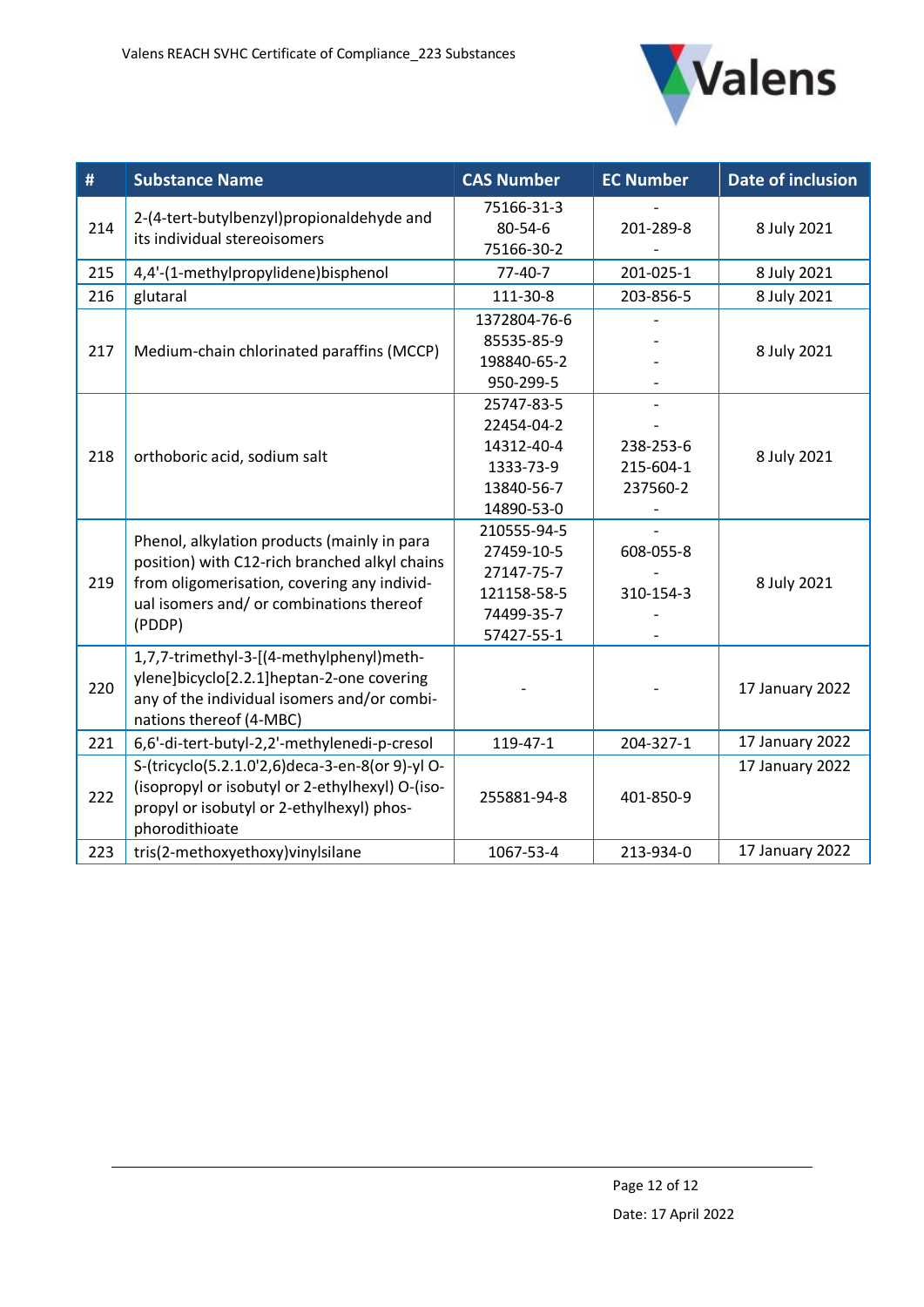| # | Substance Name | CAS Number | EC Number | Date of inclusion |
|---|---|---|---|---|
| 214 | 2-(4-tert-butylbenzyl)propionaldehyde and its individual stereoisomers | 75166-31-3<br>80-54-6<br>75166-30-2 | -<br>201-289-8<br>- | 8 July 2021 |
| 215 | 4,4'-(1-methylpropylidene)bisphenol | 77-40-7 | 201-025-1 | 8 July 2021 |
| 216 | glutaral | 111-30-8 | 203-856-5 | 8 July 2021 |
| 217 | Medium-chain chlorinated paraffins (MCCP) | 1372804-76-6<br>85535-85-9<br>198840-65-2<br>950-299-5 | -<br>-<br>-<br>- | 8 July 2021 |
| 218 | orthoboric acid, sodium salt | 25747-83-5<br>22454-04-2<br>14312-40-4<br>1333-73-9<br>13840-56-7<br>14890-53-0 | -<br>-<br>238-253-6<br>215-604-1<br>237560-2<br>- | 8 July 2021 |
| 219 | Phenol, alkylation products (mainly in para position) with C12-rich branched alkyl chains from oligomerisation, covering any individual isomers and/ or combinations thereof (PDDP) | 210555-94-5<br>27459-10-5<br>27147-75-7<br>121158-58-5<br>74499-35-7<br>57427-55-1 | -<br>608-055-8<br>-<br>310-154-3<br>-<br>- | 8 July 2021 |
| 220 | 1,7,7-trimethyl-3-[(4-methylphenyl)methylene]bicyclo[2.2.1]heptan-2-one covering any of the individual isomers and/or combinations thereof (4-MBC) | - | - | 17 January 2022 |
| 221 | 6,6'-di-tert-butyl-2,2'-methylenedi-p-cresol | 119-47-1 | 204-327-1 | 17 January 2022 |
| 222 | S-(tricyclo(5.2.1.0'2,6)deca-3-en-8(or 9)-yl O-(isopropyl or isobutyl or 2-ethylhexyl) O-(isopropyl or isobutyl or 2-ethylhexyl) phosphorodithioate | 255881-94-8 | 401-850-9 | 17 January 2022 |
| 223 | tris(2-methoxyethoxy)vinylsilane | 1067-53-4 | 213-934-0 | 17 January 2022 |

Date: 17 April 2022